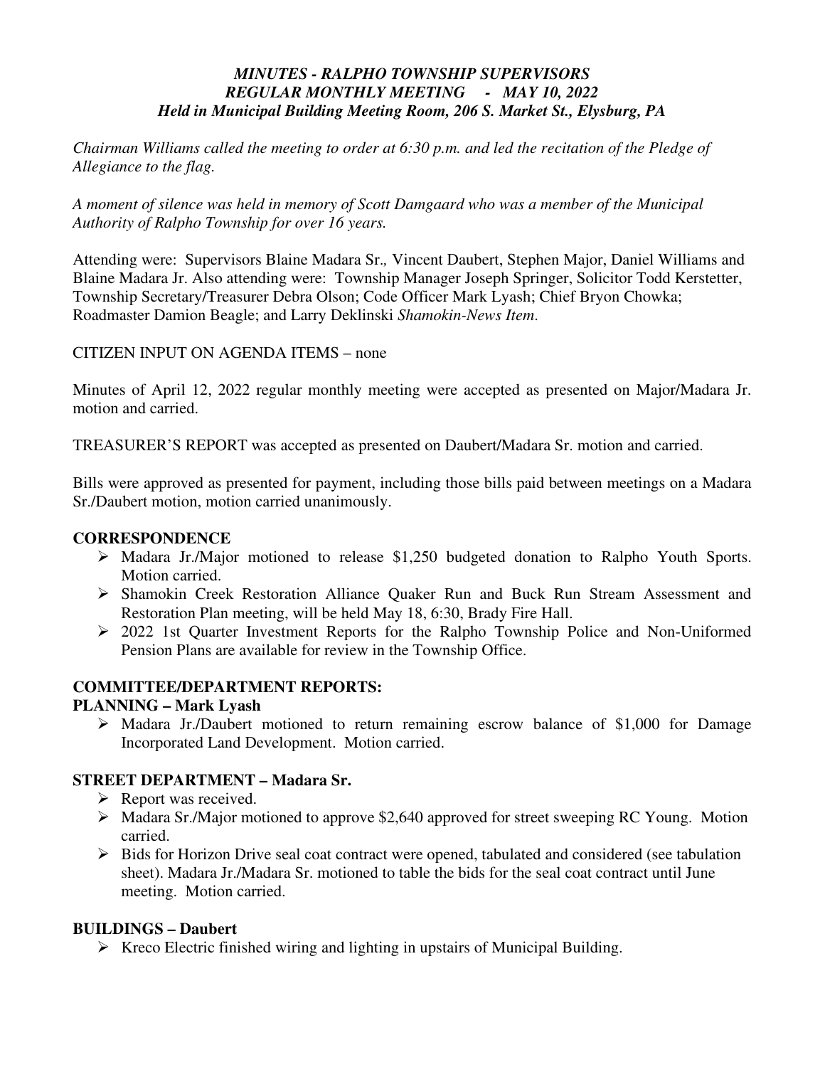***MINUTES - RALPHO TOWNSHIP SUPERVISORS***
***REGULAR MONTHLY MEETING - MAY 10, 2022***
***Held in Municipal Building Meeting Room, 206 S. Market St., Elysburg, PA***

*Chairman Williams called the meeting to order at 6:30 p.m. and led the recitation of the Pledge of Allegiance to the flag.*

*A moment of silence was held in memory of Scott Damgaard who was a member of the Municipal Authority of Ralpho Township for over 16 years.*

Attending were: Supervisors Blaine Madara Sr.*,* Vincent Daubert, Stephen Major, Daniel Williams and Blaine Madara Jr. Also attending were: Township Manager Joseph Springer, Solicitor Todd Kerstetter, Township Secretary/Treasurer Debra Olson; Code Officer Mark Lyash; Chief Bryon Chowka; Roadmaster Damion Beagle; and Larry Deklinski *Shamokin-News Item*.

CITIZEN INPUT ON AGENDA ITEMS – none

Minutes of April 12, 2022 regular monthly meeting were accepted as presented on Major/Madara Jr. motion and carried.

TREASURER'S REPORT was accepted as presented on Daubert/Madara Sr. motion and carried.

Bills were approved as presented for payment, including those bills paid between meetings on a Madara Sr./Daubert motion, motion carried unanimously.

## CORRESPONDENCE

- Madara Jr./Major motioned to release $1,250 budgeted donation to Ralpho Youth Sports. Motion carried.
- Shamokin Creek Restoration Alliance Quaker Run and Buck Run Stream Assessment and Restoration Plan meeting, will be held May 18, 6:30, Brady Fire Hall.
- 2022 1st Quarter Investment Reports for the Ralpho Township Police and Non-Uniformed Pension Plans are available for review in the Township Office.

## COMMITTEE/DEPARTMENT REPORTS:

### PLANNING – Mark Lyash

- Madara Jr./Daubert motioned to return remaining escrow balance of $1,000 for Damage Incorporated Land Development. Motion carried.

### STREET DEPARTMENT – Madara Sr.

- Report was received.
- Madara Sr./Major motioned to approve $2,640 approved for street sweeping RC Young. Motion carried.
- Bids for Horizon Drive seal coat contract were opened, tabulated and considered (see tabulation sheet). Madara Jr./Madara Sr. motioned to table the bids for the seal coat contract until June meeting. Motion carried.

### BUILDINGS – Daubert

- Kreco Electric finished wiring and lighting in upstairs of Municipal Building.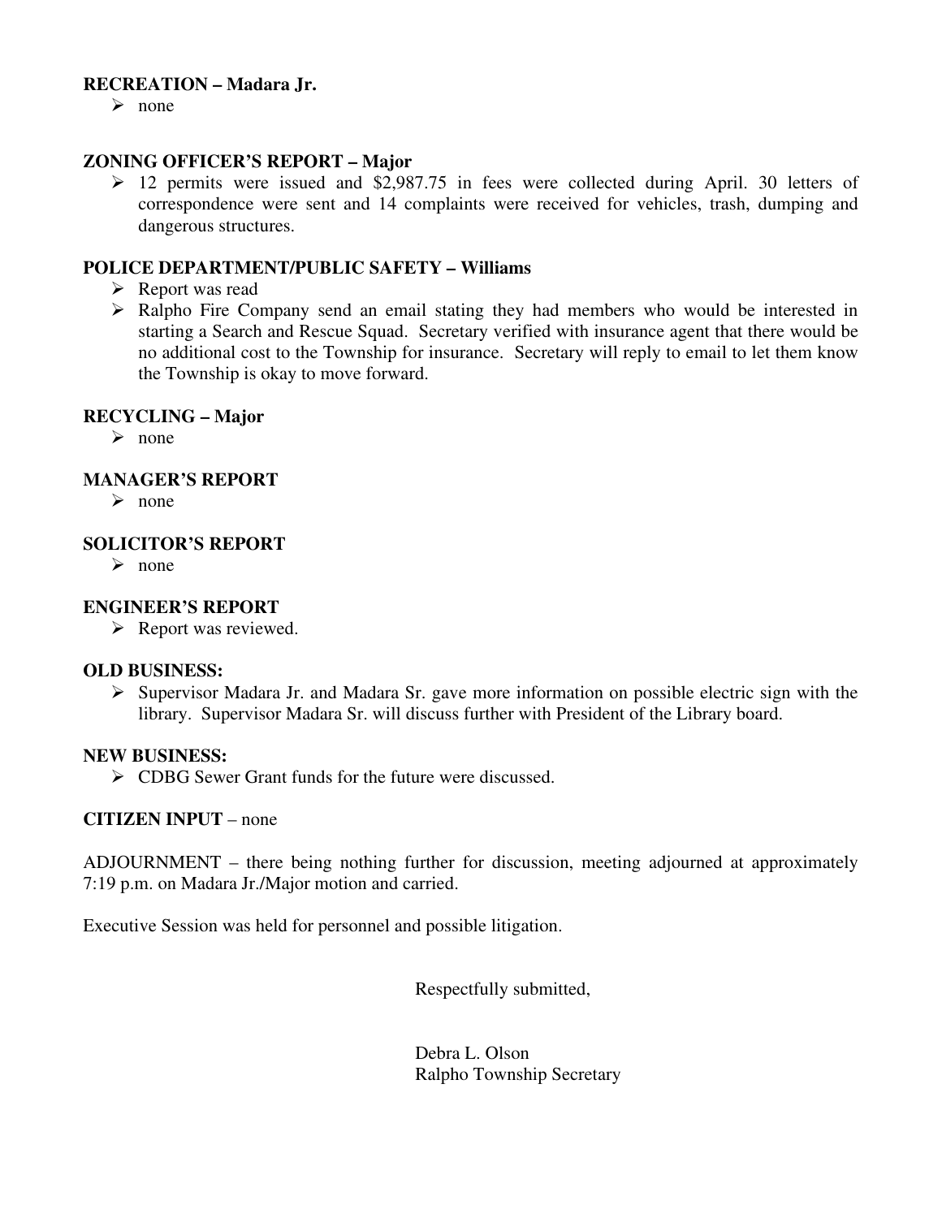**RECREATION – Madara Jr.**

- none

**ZONING OFFICER'S REPORT – Major**

- 12 permits were issued and $2,987.75 in fees were collected during April. 30 letters of correspondence were sent and 14 complaints were received for vehicles, trash, dumping and dangerous structures.

**POLICE DEPARTMENT/PUBLIC SAFETY – Williams**

- Report was read
- Ralpho Fire Company send an email stating they had members who would be interested in starting a Search and Rescue Squad. Secretary verified with insurance agent that there would be no additional cost to the Township for insurance. Secretary will reply to email to let them know the Township is okay to move forward.

**RECYCLING – Major**

- none

**MANAGER'S REPORT**

- none

**SOLICITOR'S REPORT**

- none

**ENGINEER'S REPORT**

- Report was reviewed.

**OLD BUSINESS:**

- Supervisor Madara Jr. and Madara Sr. gave more information on possible electric sign with the library. Supervisor Madara Sr. will discuss further with President of the Library board.

**NEW BUSINESS:**

- CDBG Sewer Grant funds for the future were discussed.

**CITIZEN INPUT** – none

ADJOURNMENT – there being nothing further for discussion, meeting adjourned at approximately 7:19 p.m. on Madara Jr./Major motion and carried.

Executive Session was held for personnel and possible litigation.

Respectfully submitted,

Debra L. Olson
Ralpho Township Secretary